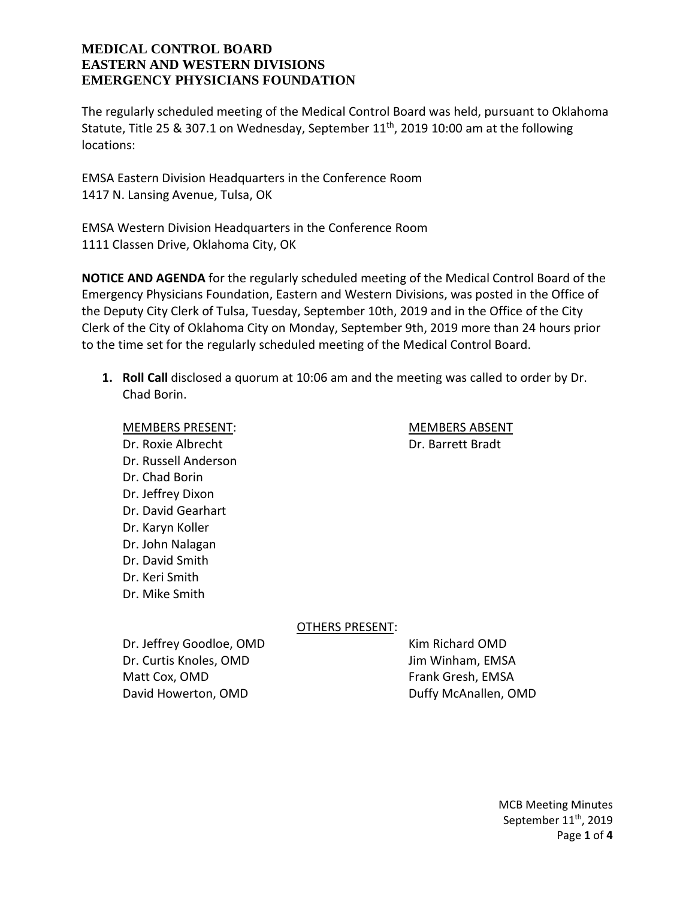# MEDICAL CONTROL BOARD
# EASTERN AND WESTERN DIVISIONS
# EMERGENCY PHYSICIANS FOUNDATION

The regularly scheduled meeting of the Medical Control Board was held, pursuant to Oklahoma Statute, Title 25 & 307.1 on Wednesday, September 11th, 2019 10:00 am at the following locations:

EMSA Eastern Division Headquarters in the Conference Room
1417 N. Lansing Avenue, Tulsa, OK

EMSA Western Division Headquarters in the Conference Room
1111 Classen Drive, Oklahoma City, OK

**NOTICE AND AGENDA** for the regularly scheduled meeting of the Medical Control Board of the Emergency Physicians Foundation, Eastern and Western Divisions, was posted in the Office of the Deputy City Clerk of Tulsa, Tuesday, September 10th, 2019 and in the Office of the City Clerk of the City of Oklahoma City on Monday, September 9th, 2019 more than 24 hours prior to the time set for the regularly scheduled meeting of the Medical Control Board.

1. **Roll Call** disclosed a quorum at 10:06 am and the meeting was called to order by Dr. Chad Borin.

   MEMBERS PRESENT:
   - Dr. Roxie Albrecht
   - Dr. Russell Anderson
   - Dr. Chad Borin
   - Dr. Jeffrey Dixon
   - Dr. David Gearhart
   - Dr. Karyn Koller
   - Dr. John Nalagan
   - Dr. David Smith
   - Dr. Keri Smith
   - Dr. Mike Smith

   MEMBERS ABSENT
   - Dr. Barrett Bradt

   OTHERS PRESENT:
   - Dr. Jeffrey Goodloe, OMD
   - Dr. Curtis Knoles, OMD
   - Matt Cox, OMD
   - David Howerton, OMD
   - Kim Richard OMD
   - Jim Winham, EMSA
   - Frank Gresh, EMSA
   - Duffy McAnallen, OMD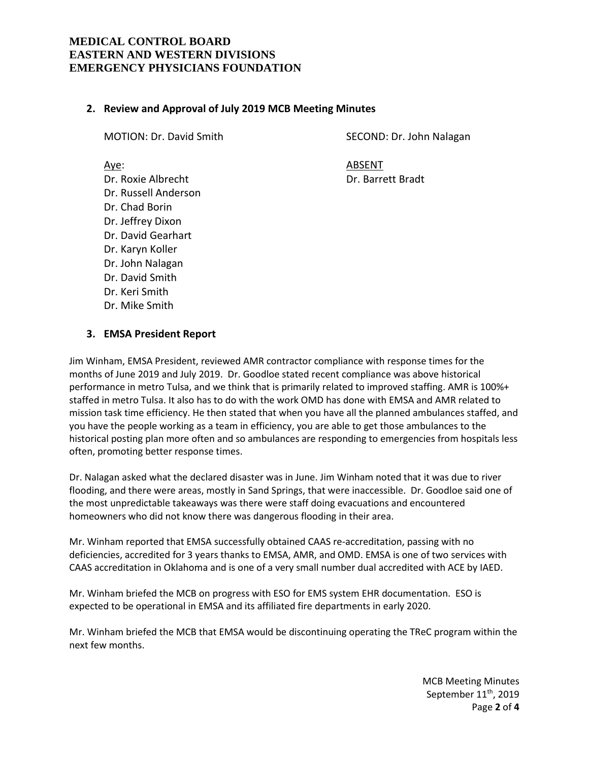## 2. Review and Approval of July 2019 MCB Meeting Minutes

MOTION: Dr. David Smith

SECOND: Dr. John Nalagan

Aye:
Dr. Roxie Albrecht
Dr. Russell Anderson
Dr. Chad Borin
Dr. Jeffrey Dixon
Dr. David Gearhart
Dr. Karyn Koller
Dr. John Nalagan
Dr. David Smith
Dr. Keri Smith
Dr. Mike Smith

ABSENT
Dr. Barrett Bradt

## 3. EMSA President Report

Jim Winham, EMSA President, reviewed AMR contractor compliance with response times for the months of June 2019 and July 2019. Dr. Goodloe stated recent compliance was above historical performance in metro Tulsa, and we think that is primarily related to improved staffing. AMR is 100%+ staffed in metro Tulsa. It also has to do with the work OMD has done with EMSA and AMR related to mission task time efficiency. He then stated that when you have all the planned ambulances staffed, and you have the people working as a team in efficiency, you are able to get those ambulances to the historical posting plan more often and so ambulances are responding to emergencies from hospitals less often, promoting better response times.

Dr. Nalagan asked what the declared disaster was in June. Jim Winham noted that it was due to river flooding, and there were areas, mostly in Sand Springs, that were inaccessible. Dr. Goodloe said one of the most unpredictable takeaways was there were staff doing evacuations and encountered homeowners who did not know there was dangerous flooding in their area.

Mr. Winham reported that EMSA successfully obtained CAAS re-accreditation, passing with no deficiencies, accredited for 3 years thanks to EMSA, AMR, and OMD. EMSA is one of two services with CAAS accreditation in Oklahoma and is one of a very small number dual accredited with ACE by IAED.

Mr. Winham briefed the MCB on progress with ESO for EMS system EHR documentation. ESO is expected to be operational in EMSA and its affiliated fire departments in early 2020.

Mr. Winham briefed the MCB that EMSA would be discontinuing operating the TReC program within the next few months.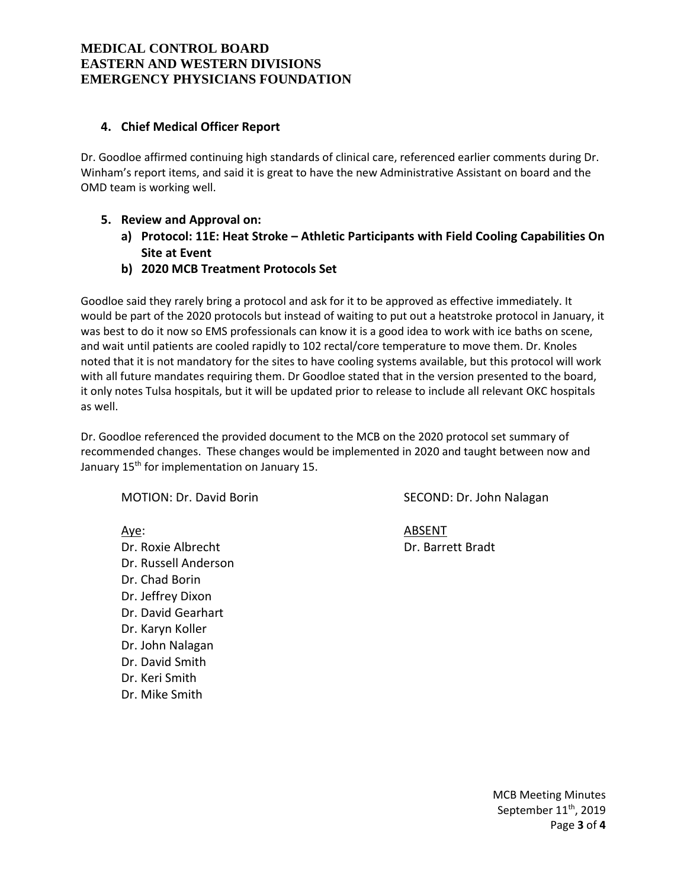## 4. Chief Medical Officer Report

Dr. Goodloe affirmed continuing high standards of clinical care, referenced earlier comments during Dr. Winham's report items, and said it is great to have the new Administrative Assistant on board and the OMD team is working well.

## 5. Review and Approval on:

**a) Protocol: 11E: Heat Stroke – Athletic Participants with Field Cooling Capabilities On Site at Event**

**b) 2020 MCB Treatment Protocols Set**

Goodloe said they rarely bring a protocol and ask for it to be approved as effective immediately. It would be part of the 2020 protocols but instead of waiting to put out a heatstroke protocol in January, it was best to do it now so EMS professionals can know it is a good idea to work with ice baths on scene, and wait until patients are cooled rapidly to 102 rectal/core temperature to move them. Dr. Knoles noted that it is not mandatory for the sites to have cooling systems available, but this protocol will work with all future mandates requiring them. Dr Goodloe stated that in the version presented to the board, it only notes Tulsa hospitals, but it will be updated prior to release to include all relevant OKC hospitals as well.

Dr. Goodloe referenced the provided document to the MCB on the 2020 protocol set summary of recommended changes. These changes would be implemented in 2020 and taught between now and January 15th for implementation on January 15.

MOTION: Dr. David Borin

SECOND: Dr. John Nalagan

Aye:
Dr. Roxie Albrecht
Dr. Russell Anderson
Dr. Chad Borin
Dr. Jeffrey Dixon
Dr. David Gearhart
Dr. Karyn Koller
Dr. John Nalagan
Dr. David Smith
Dr. Keri Smith
Dr. Mike Smith

ABSENT
Dr. Barrett Bradt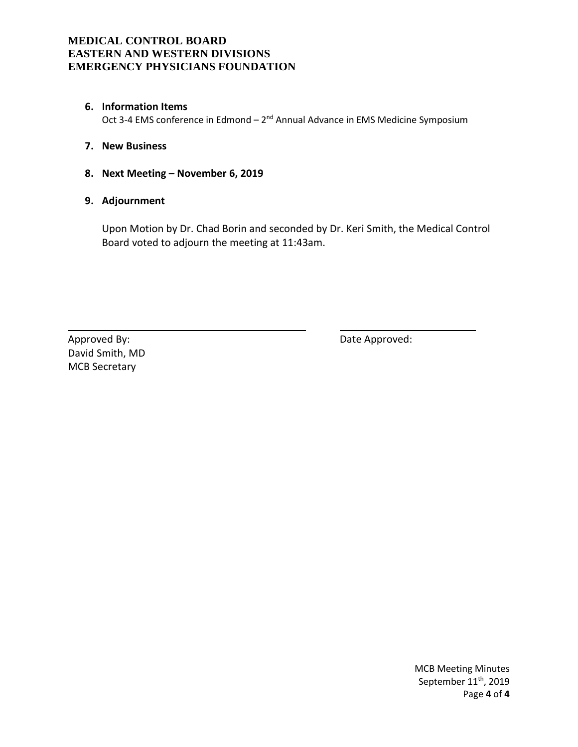**6. Information Items**

Oct 3-4 EMS conference in Edmond – 2nd Annual Advance in EMS Medicine Symposium

**7. New Business**

**8. Next Meeting – November 6, 2019**

**9. Adjournment**

Upon Motion by Dr. Chad Borin and seconded by Dr. Keri Smith, the Medical Control Board voted to adjourn the meeting at 11:43am.

| | |
|---|---|
| Approved By:<br>David Smith, MD<br>MCB Secretary | Date Approved: |